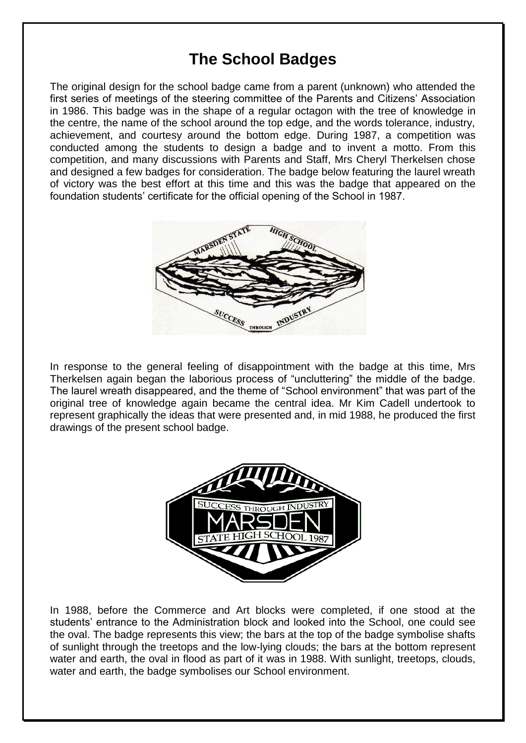# The School Badges

The original design for the school badge came from a parent (unknown) who attended the first series of meetings of the steering committee of the Parents and Citizens' Association in 1986. This badge was in the shape of a regular octagon with the tree of knowledge in the centre, the name of the school around the top edge, and the words tolerance, industry, achievement, and courtesy around the bottom edge. During 1987, a competition was conducted among the students to design a badge and to invent a motto. From this competition, and many discussions with Parents and Staff, Mrs Cheryl Therkelsen chose and designed a few badges for consideration. The badge below featuring the laurel wreath of victory was the best effort at this time and this was the badge that appeared on the foundation students' certificate for the official opening of the School in 1987.

In response to the general feeling of disappointment with the badge at this time, Mrs Therkelsen again began the laborious process of "uncluttering" the middle of the badge. The laurel wreath disappeared, and the theme of "School environment" that was part of the original tree of knowledge again became the central idea. Mr Kim Cadell undertook to represent graphically the ideas that were presented and, in mid 1988, he produced the first drawings of the present school badge.

In 1988, before the Commerce and Art blocks were completed, if one stood at the students' entrance to the Administration block and looked into the School, one could see the oval. The badge represents this view; the bars at the top of the badge symbolise shafts of sunlight through the treetops and the low-lying clouds; the bars at the bottom represent water and earth, the oval in flood as part of it was in 1988. With sunlight, treetops, clouds, water and earth, the badge symbolises our School environment.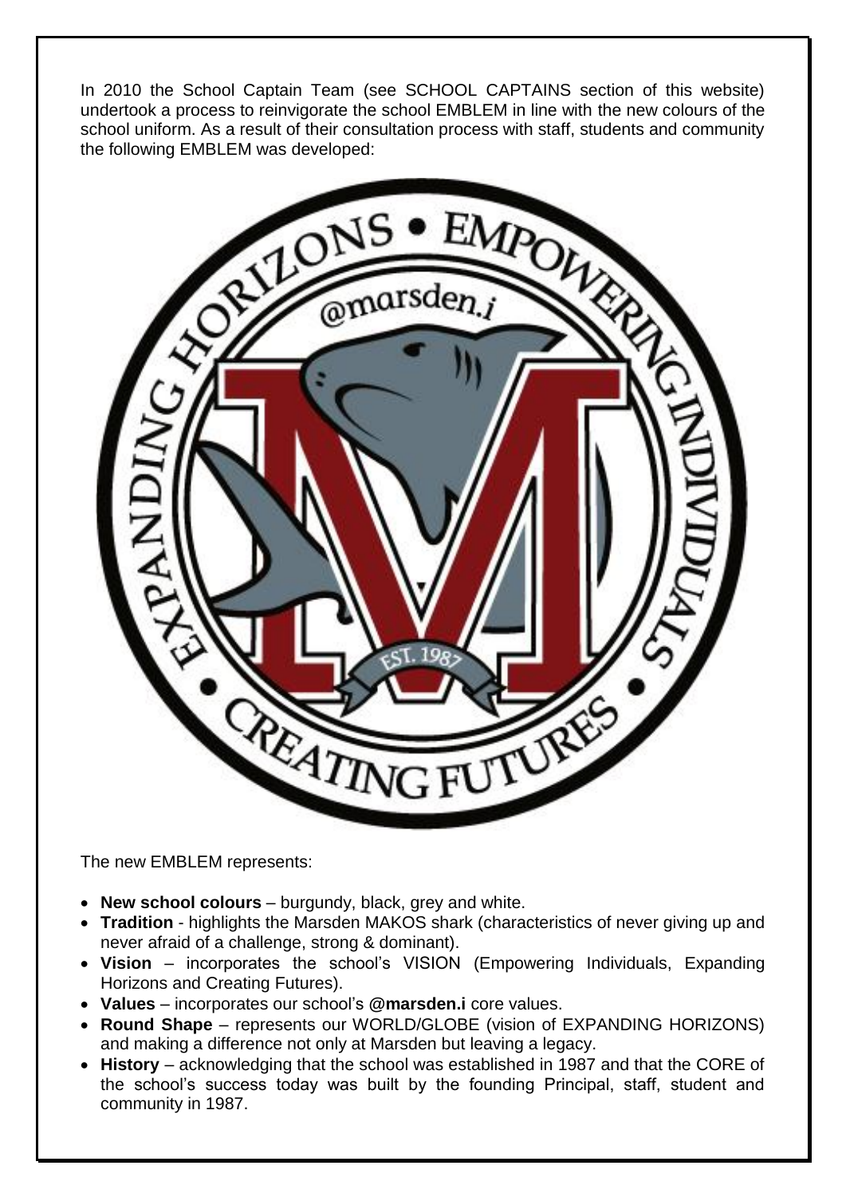In 2010 the School Captain Team (see SCHOOL CAPTAINS section of this website) undertook a process to reinvigorate the school EMBLEM in line with the new colours of the school uniform. As a result of their consultation process with staff, students and community the following EMBLEM was developed:

EXPANDING HORIZONS • EMPOWERING INDIVIDUALS • CREATING FUTURES

@marsden.i

EST. 1987

The new EMBLEM represents:

- **New school colours** – burgundy, black, grey and white.
- **Tradition** - highlights the Marsden MAKOS shark (characteristics of never giving up and never afraid of a challenge, strong & dominant).
- **Vision** – incorporates the school's VISION (Empowering Individuals, Expanding Horizons and Creating Futures).
- **Values** – incorporates our school's **@marsden.i** core values.
- **Round Shape** – represents our WORLD/GLOBE (vision of EXPANDING HORIZONS) and making a difference not only at Marsden but leaving a legacy.
- **History** – acknowledging that the school was established in 1987 and that the CORE of the school's success today was built by the founding Principal, staff, student and community in 1987.